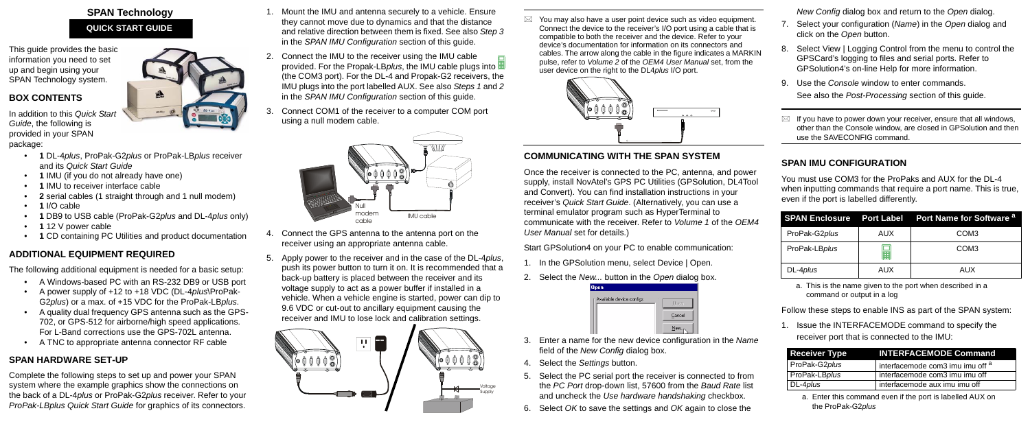# SPAN Technology

## QUICK START GUIDE

This guide provides the basic information you need to set up and begin using your SPAN Technology system.

## BOX CONTENTS

In addition to this *Quick Start Guide*, the following is provided in your SPAN package:

- **1** DL-4*plus*, ProPak-G2*plus* or ProPak-LB*plus* receiver and its *Quick Start Guide*
- **1** IMU (if you do not already have one)
- **1** IMU to receiver interface cable
- **2** serial cables (1 straight through and 1 null modem)
- **1** I/O cable
- **1** DB9 to USB cable (ProPak-G2*plus* and DL-4*plus* only)
- **1** 12 V power cable
- **1** CD containing PC Utilities and product documentation

## ADDITIONAL EQUIPMENT REQUIRED

The following additional equipment is needed for a basic setup:

- A Windows-based PC with an RS-232 DB9 or USB port
- A power supply of +12 to +18 VDC (DL-4*plus*\ProPak-G2*plus*) or a max. of +15 VDC for the ProPak-LB*plus*.
- A quality dual frequency GPS antenna such as the GPS-702, or GPS-512 for airborne/high speed applications. For L-Band corrections use the GPS-702L antenna.
- A TNC to appropriate antenna connector RF cable

## SPAN HARDWARE SET-UP

Complete the following steps to set up and power your SPAN system where the example graphics show the connections on the back of a DL-4*plus* or ProPak-G2*plus* receiver. Refer to your *ProPak-LBplus Quick Start Guide* for graphics of its connectors.

1. Mount the IMU and antenna securely to a vehicle. Ensure they cannot move due to dynamics and that the distance and relative direction between them is fixed. See also *Step 3* in the *SPAN IMU Configuration* section of this guide.
2. Connect the IMU to the receiver using the IMU cable provided. For the Propak-LB*plus*, the IMU cable plugs into (the COM3 port). For the DL-4 and Propak-G2 receivers, the IMU plugs into the port labelled AUX. See also *Steps 1* and *2* in the *SPAN IMU Configuration* section of this guide.
3. Connect COM1 of the receiver to a computer COM port using a null modem cable.

Null modem cable — IMU cable

4. Connect the GPS antenna to the antenna port on the receiver using an appropriate antenna cable.
5. Apply power to the receiver and in the case of the DL-4*plus*, push its power button to turn it on. It is recommended that a back-up battery is placed between the receiver and its voltage supply to act as a power buffer if installed in a vehicle. When a vehicle engine is started, power can dip to 9.6 VDC or cut-out to ancillary equipment causing the receiver and IMU to lose lock and calibration settings.

Voltage Supply

> You may also have a user point device such as video equipment. Connect the device to the receiver's I/O port using a cable that is compatible to both the receiver and the device. Refer to your device's documentation for information on its connectors and cables. The arrow along the cable in the figure indicates a MARKIN pulse, refer to *Volume 2* of the *OEM4 User Manual* set, from the user device on the right to the DL4*plus* I/O port.

## COMMUNICATING WITH THE SPAN SYSTEM

Once the receiver is connected to the PC, antenna, and power supply, install NovAtel's GPS PC Utilities (GPSolution, DL4Tool and Convert). You can find installation instructions in your receiver's *Quick Start Guide*. (Alternatively, you can use a terminal emulator program such as HyperTerminal to communicate with the receiver. Refer to *Volume 1* of the *OEM4 User Manual* set for details.)

Start GPSolution4 on your PC to enable communication:

1. In the GPSolution menu, select Device | Open.
2. Select the *New...* button in the *Open* dialog box.
3. Enter a name for the new device configuration in the *Name* field of the *New Config* dialog box.
4. Select the *Settings* button.
5. Select the PC serial port the receiver is connected to from the *PC Port* drop-down list, 57600 from the *Baud Rate* list and uncheck the *Use hardware handshaking* checkbox.
6. Select *OK* to save the settings and *OK* again to close the *New Config* dialog box and return to the *Open* dialog.
7. Select your configuration (*Name*) in the *Open* dialog and click on the *Open* button.
8. Select View | Logging Control from the menu to control the GPSCard's logging to files and serial ports. Refer to GPSolution4's on-line Help for more information.
9. Use the *Console* window to enter commands.

   See also the *Post-Processing* section of this guide.

> If you have to power down your receiver, ensure that all windows, other than the Console window, are closed in GPSolution and then use the SAVECONFIG command.

## SPAN IMU CONFIGURATION

You must use COM3 for the ProPaks and AUX for the DL-4 when inputting commands that require a port name. This is true, even if the port is labelled differently.

| SPAN Enclosure | Port Label | Port Name for Software [a] |
|---|---|---|
| ProPak-G2*plus* | AUX | COM3 |
| ProPak-LB*plus* | | COM3 |
| DL-4*plus* | AUX | AUX |

a. This is the name given to the port when described in a command or output in a log

Follow these steps to enable INS as part of the SPAN system:

1. Issue the INTERFACEMODE command to specify the receiver port that is connected to the IMU:

| Receiver Type | INTERFACEMODE Command |
|---|---|
| ProPak-G2*plus* | interfacemode com3 imu imu off [a] |
| ProPak-LB*plus* | interfacemode com3 imu imu off |
| DL-4*plus* | interfacemode aux imu imu off |

a. Enter this command even if the port is labelled AUX on the ProPak-G2*plus*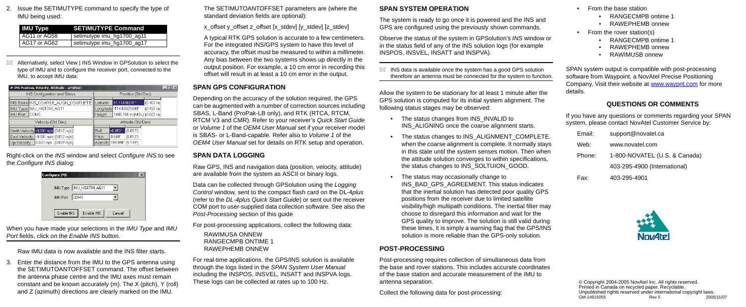2. Issue the SETIMUTYPE command to specify the type of IMU being used:

| IMU Type | SETIMUTYPE Command |
|---|---|
| AG11 *or* AG58 | setimutype imu_hg1700_ag11 |
| AG17 *or* AG62 | setimutype imu_hg1700_ag17 |

Alternatively, select View | INS Window in GPSolution to select the type of IMU and to configure the receiver port, connected to the IMU, to accept IMU data:

Right-click on the *INS* window and select *Configure INS* to see the *Configure INS* dialog:

When you have made your selections in the *IMU Type* and *IMU Port* fields, click on the *Enable INS* button.

Raw IMU data is now available and the INS filter starts.

3. Enter the distance from the IMU to the GPS antenna using the SETIMUTOANTOFFSET command. The offset between the antenna phase centre and the IMU axes must remain constant and be known accurately (m). The X (pitch), Y (roll) and Z (azimuth) directions are clearly marked on the IMU.

The SETIMUTOANTOFFSET parameters are (where the standard deviation fields are optional):

x_offset y_offset z_offset [x_stdev] [y_stdev] [z_stdev]

A typical RTK GPS solution is accurate to a few centimeters. For the integrated INS/GPS system to have this level of accuracy, the offset must be measured to within a millimeter. Any bias between the two systems shows up directly in the output position. For example, a 10 cm error in recording this offset will result in at least a 10 cm error in the output.

## SPAN GPS CONFIGURATION

Depending on the accuracy of the solution required, the GPS can be augmented with a number of correction sources including SBAS, L-Band (ProPak-LB only), and RTK (RTCA, RTCM, RTCM V3 and CMR). Refer to your receiver's *Quick Start Guide* or *Volume 1* of the *OEM4 User Manual* set if your receiver model is SBAS- or L-Band-capable. Refer also to *Volume 1* of the *OEM4 User Manual* set for details on RTK setup and operation.

## SPAN DATA LOGGING

Raw GPS, INS and navigation data (position, velocity, attitude) are available from the system as ASCII or binary logs.

Data can be collected through GPSolution using the *Logging Control* window, sent to the compact flash card on the DL-4*plus* (refer to the *DL-4plus Quick Start Guide*) or sent out the receiver COM port to user-supplied data collection software. See also the *Post-Processing* section of this guide

For post-processing applications, collect the following data:

RAWIMUSA ONNEW
RANGECMPB ONTIME 1
RAWEPHEMB ONNEW

For real-time applications, the GPS/INS solution is available through the logs listed in the *SPAN System User Manual* including the INSPOS, INSVEL, INSATT and INSPVA logs. These logs can be collected at rates up to 100 Hz.

## SPAN SYSTEM OPERATION

The system is ready to go once it is powered and the INS and GPS are configured using the previously shown commands.

Observe the status of the system in GPSolution's *INS* window or in the status field of any of the INS solution logs (for example INSPOS, INSVEL, INSATT and INSPVA).

INS data is available once the system has a good GPS solution therefore an antenna must be connected for the system to function.

Allow the system to be stationary for at least 1 minute after the GPS solution is computed for its initial system alignment. The following status stages may be observed:

- The status changes from INS_INVALID to INS_ALIGNING once the coarse alignment starts.
- The status changes to INS_ALIGNMENT_COMPLETE. when the coarse alignment is complete. It normally stays in this state until the system senses motion. Then when the attitude solution converges to within specifications, the status changes to INS_SOLTUION_GOOD.
- The status may occasionally change to INS_BAD_GPS_AGREEMENT. This status indicates that the inertial solution has detected poor quality GPS positions from the receiver due to limited satellite visibility/high multipath conditions. The inertial filter may choose to disregard this information and wait for the GPS quality to improve. The solution is still valid during these times, it is simply a warning flag that the GPS/INS solution is more reliable than the GPS-only solution.

## POST-PROCESSING

Post-processing requires collection of simultaneous data from the base and rover stations. This includes accurate coordinates of the base station and accurate measurement of the IMU to antenna separation.

Collect the following data for post-processing:

- From the base station
  - RANGECMPB ontime 1
  - RAWEPHEMB onnew
- From the rover station(s)
  - RANGECMPB ontime 1
  - RAWEPHEMB onnew
  - RAWIMUSB onnew

SPAN system output is compatible with post-processing software from Waypoint, a NovAtel Precise Positioning Company. Visit their website at www.waypnt.com for more details.

## QUESTIONS OR COMMENTS

If you have any questions or comments regarding your SPAN system, please contact NovAtel Customer Service by:

| | |
|---|---|
| Email: | support@novatel.ca |
| Web: | www.novatel.com |
| Phone: | 1-800-NOVATEL (U.S. & Canada) |
| | 403-295-4900 (International) |
| Fax: | 403-295-4901 |

© Copyright 2004-2005 NovAtel Inc. All rights reserved.
Printed in Canada on recycled paper. Recyclable.
Unpublished rights reserved under international copyright laws.
GM-14915055 Rev 5 2005/11/07